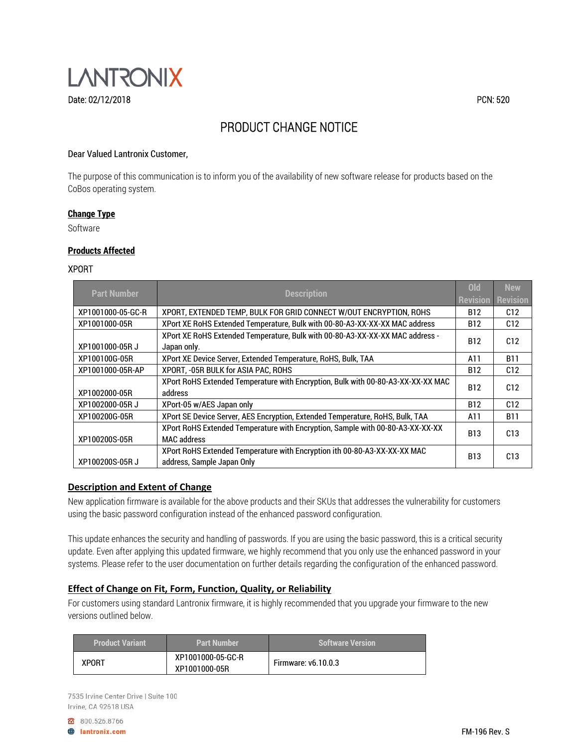LANTRONIX

Date: 02/12/2018

PCN: 520

# PRODUCT CHANGE NOTICE

Dear Valued Lantronix Customer,

The purpose of this communication is to inform you of the availability of new software release for products based on the CoBos operating system.

## Change Type

Software

## Products Affected

XPORT

| Part Number | Description | Old Revision | New Revision |
|---|---|---|---|
| XP1001000-05-GC-R | XPORT, EXTENDED TEMP, BULK FOR GRID CONNECT W/OUT ENCRYPTION, ROHS | B12 | C12 |
| XP1001000-05R | XPort XE RoHS Extended Temperature, Bulk with 00-80-A3-XX-XX-XX MAC address | B12 | C12 |
| XP1001000-05R J | XPort XE RoHS Extended Temperature, Bulk with 00-80-A3-XX-XX-XX MAC address - Japan only. | B12 | C12 |
| XP100100G-05R | XPort XE Device Server, Extended Temperature, RoHS, Bulk, TAA | A11 | B11 |
| XP1001000-05R-AP | XPORT, -05R BULK for ASIA PAC, ROHS | B12 | C12 |
| XP1002000-05R | XPort RoHS Extended Temperature with Encryption, Bulk with 00-80-A3-XX-XX-XX MAC address | B12 | C12 |
| XP1002000-05R J | XPort-05 w/AES Japan only | B12 | C12 |
| XP100200G-05R | XPort SE Device Server, AES Encryption, Extended Temperature, RoHS, Bulk, TAA | A11 | B11 |
| XP100200S-05R | XPort RoHS Extended Temperature with Encryption, Sample with 00-80-A3-XX-XX-XX MAC address | B13 | C13 |
| XP100200S-05R J | XPort RoHS Extended Temperature with Encryption ith 00-80-A3-XX-XX-XX MAC address, Sample Japan Only | B13 | C13 |

## Description and Extent of Change

New application firmware is available for the above products and their SKUs that addresses the vulnerability for customers using the basic password configuration instead of the enhanced password configuration.

This update enhances the security and handling of passwords. If you are using the basic password, this is a critical security update. Even after applying this updated firmware, we highly recommend that you only use the enhanced password in your systems. Please refer to the user documentation on further details regarding the configuration of the enhanced password.

## Effect of Change on Fit, Form, Function, Quality, or Reliability

For customers using standard Lantronix firmware, it is highly recommended that you upgrade your firmware to the new versions outlined below.

| Product Variant | Part Number | Software Version |
|---|---|---|
| XPORT | XP1001000-05-GC-R<br>XP1001000-05R | Firmware: v6.10.0.3 |

7535 Irvine Center Drive | Suite 100
Irvine, CA 92618 USA

800.526.8766
lantronix.com

FM-196 Rev. S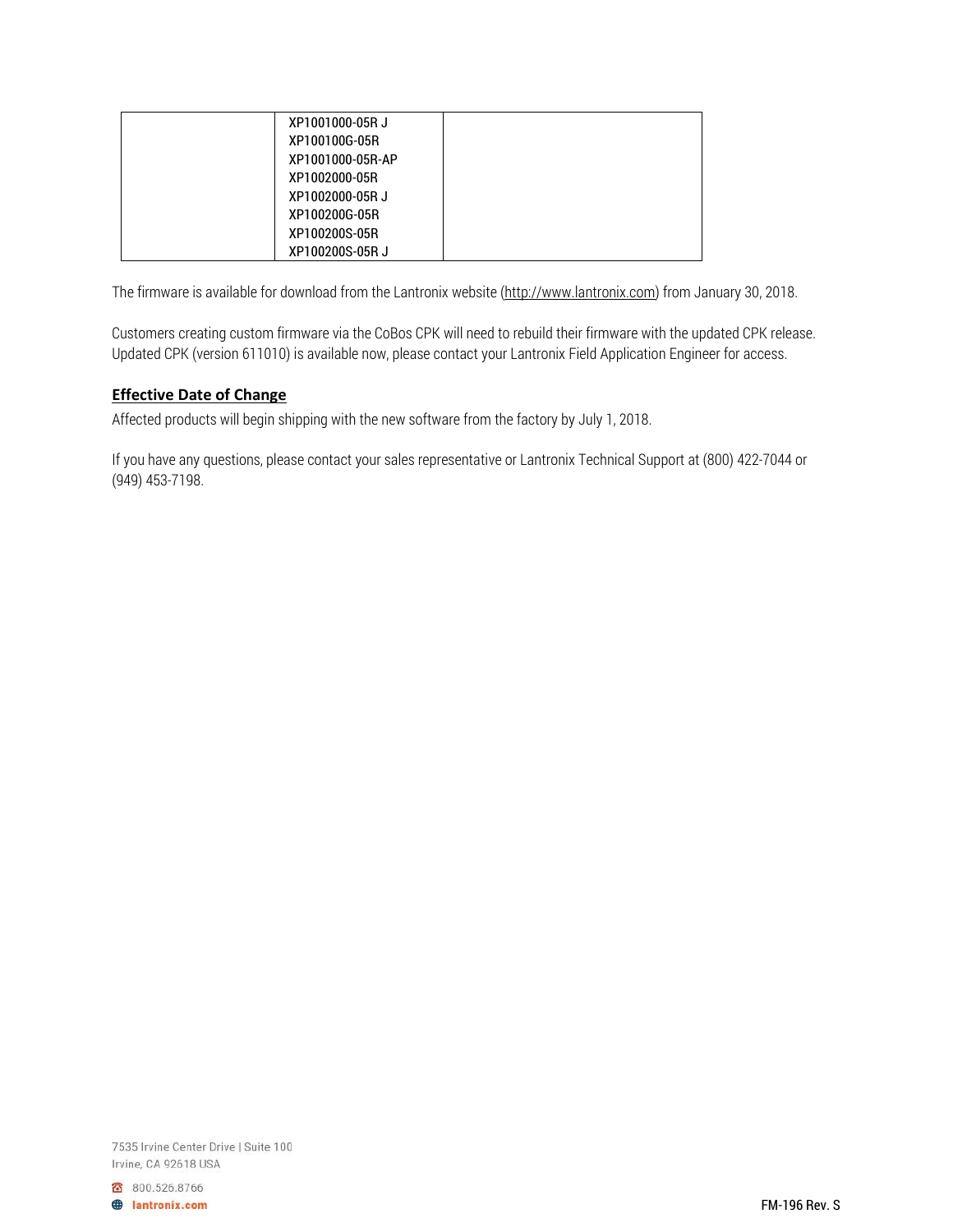| | | |
|---|---|---|
| | XP1001000-05R J<br>XP100100G-05R<br>XP1001000-05R-AP<br>XP1002000-05R<br>XP1002000-05R J<br>XP100200G-05R<br>XP100200S-05R<br>XP100200S-05R J | |

The firmware is available for download from the Lantronix website (http://www.lantronix.com) from January 30, 2018.

Customers creating custom firmware via the CoBos CPK will need to rebuild their firmware with the updated CPK release. Updated CPK (version 611010) is available now, please contact your Lantronix Field Application Engineer for access.

**Effective Date of Change**

Affected products will begin shipping with the new software from the factory by July 1, 2018.

If you have any questions, please contact your sales representative or Lantronix Technical Support at (800) 422-7044 or (949) 453-7198.

7535 Irvine Center Drive | Suite 100
Irvine, CA 92618 USA

800.526.8766
lantronix.com

FM-196 Rev. S